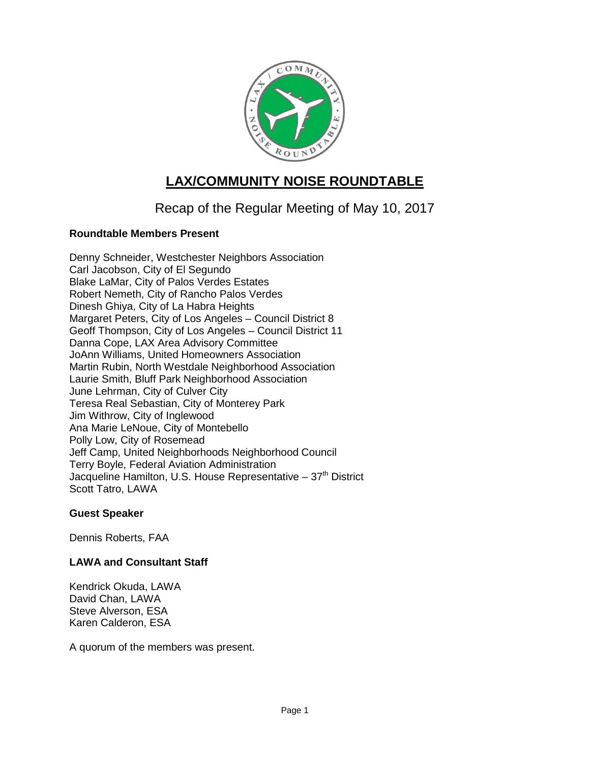# LAX/COMMUNITY NOISE ROUNDTABLE

## Recap of the Regular Meeting of May 10, 2017

**Roundtable Members Present**

Denny Schneider, Westchester Neighbors Association
Carl Jacobson, City of El Segundo
Blake LaMar, City of Palos Verdes Estates
Robert Nemeth, City of Rancho Palos Verdes
Dinesh Ghiya, City of La Habra Heights
Margaret Peters, City of Los Angeles – Council District 8
Geoff Thompson, City of Los Angeles – Council District 11
Danna Cope, LAX Area Advisory Committee
JoAnn Williams, United Homeowners Association
Martin Rubin, North Westdale Neighborhood Association
Laurie Smith, Bluff Park Neighborhood Association
June Lehrman, City of Culver City
Teresa Real Sebastian, City of Monterey Park
Jim Withrow, City of Inglewood
Ana Marie LeNoue, City of Montebello
Polly Low, City of Rosemead
Jeff Camp, United Neighborhoods Neighborhood Council
Terry Boyle, Federal Aviation Administration
Jacqueline Hamilton, U.S. House Representative – 37th District
Scott Tatro, LAWA

**Guest Speaker**

Dennis Roberts, FAA

**LAWA and Consultant Staff**

Kendrick Okuda, LAWA
David Chan, LAWA
Steve Alverson, ESA
Karen Calderon, ESA

A quorum of the members was present.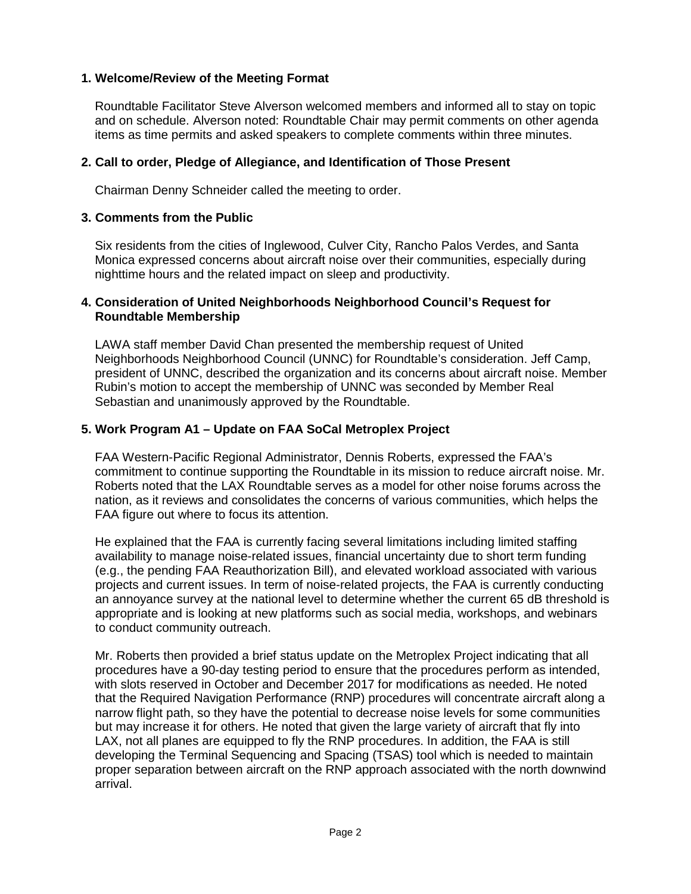## 1. Welcome/Review of the Meeting Format

Roundtable Facilitator Steve Alverson welcomed members and informed all to stay on topic and on schedule. Alverson noted: Roundtable Chair may permit comments on other agenda items as time permits and asked speakers to complete comments within three minutes.

## 2. Call to order, Pledge of Allegiance, and Identification of Those Present

Chairman Denny Schneider called the meeting to order.

## 3. Comments from the Public

Six residents from the cities of Inglewood, Culver City, Rancho Palos Verdes, and Santa Monica expressed concerns about aircraft noise over their communities, especially during nighttime hours and the related impact on sleep and productivity.

## 4. Consideration of United Neighborhoods Neighborhood Council's Request for Roundtable Membership

LAWA staff member David Chan presented the membership request of United Neighborhoods Neighborhood Council (UNNC) for Roundtable's consideration. Jeff Camp, president of UNNC, described the organization and its concerns about aircraft noise. Member Rubin's motion to accept the membership of UNNC was seconded by Member Real Sebastian and unanimously approved by the Roundtable.

## 5. Work Program A1 – Update on FAA SoCal Metroplex Project

FAA Western-Pacific Regional Administrator, Dennis Roberts, expressed the FAA's commitment to continue supporting the Roundtable in its mission to reduce aircraft noise. Mr. Roberts noted that the LAX Roundtable serves as a model for other noise forums across the nation, as it reviews and consolidates the concerns of various communities, which helps the FAA figure out where to focus its attention.

He explained that the FAA is currently facing several limitations including limited staffing availability to manage noise-related issues, financial uncertainty due to short term funding (e.g., the pending FAA Reauthorization Bill), and elevated workload associated with various projects and current issues. In term of noise-related projects, the FAA is currently conducting an annoyance survey at the national level to determine whether the current 65 dB threshold is appropriate and is looking at new platforms such as social media, workshops, and webinars to conduct community outreach.

Mr. Roberts then provided a brief status update on the Metroplex Project indicating that all procedures have a 90-day testing period to ensure that the procedures perform as intended, with slots reserved in October and December 2017 for modifications as needed. He noted that the Required Navigation Performance (RNP) procedures will concentrate aircraft along a narrow flight path, so they have the potential to decrease noise levels for some communities but may increase it for others. He noted that given the large variety of aircraft that fly into LAX, not all planes are equipped to fly the RNP procedures. In addition, the FAA is still developing the Terminal Sequencing and Spacing (TSAS) tool which is needed to maintain proper separation between aircraft on the RNP approach associated with the north downwind arrival.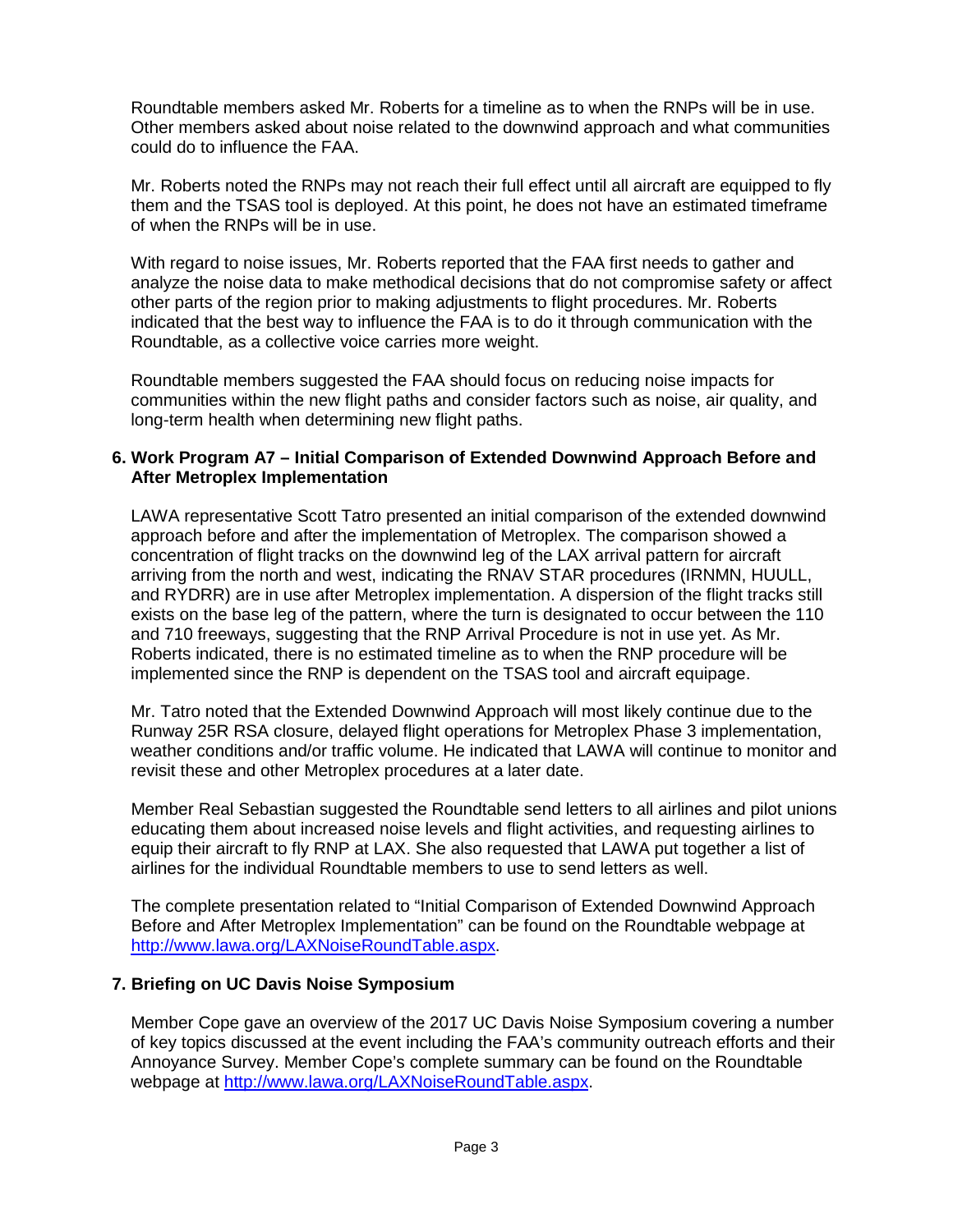Roundtable members asked Mr. Roberts for a timeline as to when the RNPs will be in use. Other members asked about noise related to the downwind approach and what communities could do to influence the FAA.

Mr. Roberts noted the RNPs may not reach their full effect until all aircraft are equipped to fly them and the TSAS tool is deployed. At this point, he does not have an estimated timeframe of when the RNPs will be in use.

With regard to noise issues, Mr. Roberts reported that the FAA first needs to gather and analyze the noise data to make methodical decisions that do not compromise safety or affect other parts of the region prior to making adjustments to flight procedures. Mr. Roberts indicated that the best way to influence the FAA is to do it through communication with the Roundtable, as a collective voice carries more weight.

Roundtable members suggested the FAA should focus on reducing noise impacts for communities within the new flight paths and consider factors such as noise, air quality, and long-term health when determining new flight paths.

**6. Work Program A7 – Initial Comparison of Extended Downwind Approach Before and After Metroplex Implementation**

LAWA representative Scott Tatro presented an initial comparison of the extended downwind approach before and after the implementation of Metroplex. The comparison showed a concentration of flight tracks on the downwind leg of the LAX arrival pattern for aircraft arriving from the north and west, indicating the RNAV STAR procedures (IRNMN, HUULL, and RYDRR) are in use after Metroplex implementation. A dispersion of the flight tracks still exists on the base leg of the pattern, where the turn is designated to occur between the 110 and 710 freeways, suggesting that the RNP Arrival Procedure is not in use yet. As Mr. Roberts indicated, there is no estimated timeline as to when the RNP procedure will be implemented since the RNP is dependent on the TSAS tool and aircraft equipage.

Mr. Tatro noted that the Extended Downwind Approach will most likely continue due to the Runway 25R RSA closure, delayed flight operations for Metroplex Phase 3 implementation, weather conditions and/or traffic volume. He indicated that LAWA will continue to monitor and revisit these and other Metroplex procedures at a later date.

Member Real Sebastian suggested the Roundtable send letters to all airlines and pilot unions educating them about increased noise levels and flight activities, and requesting airlines to equip their aircraft to fly RNP at LAX. She also requested that LAWA put together a list of airlines for the individual Roundtable members to use to send letters as well.

The complete presentation related to "Initial Comparison of Extended Downwind Approach Before and After Metroplex Implementation" can be found on the Roundtable webpage at [http://www.lawa.org/LAXNoiseRoundTable.aspx](http://www.lawa.org/LAXNoiseRoundTable.aspx).

**7. Briefing on UC Davis Noise Symposium**

Member Cope gave an overview of the 2017 UC Davis Noise Symposium covering a number of key topics discussed at the event including the FAA's community outreach efforts and their Annoyance Survey. Member Cope's complete summary can be found on the Roundtable webpage at [http://www.lawa.org/LAXNoiseRoundTable.aspx](http://www.lawa.org/LAXNoiseRoundTable.aspx).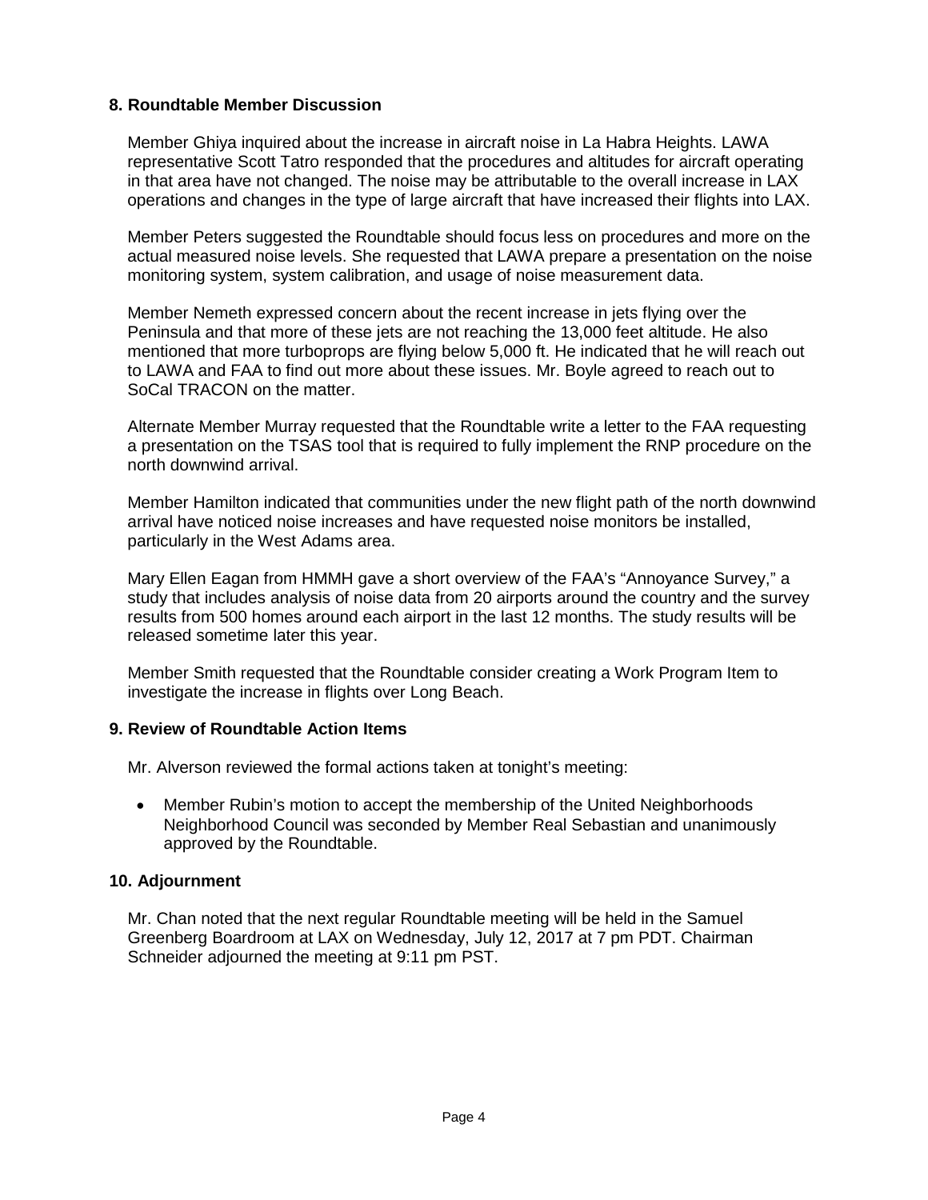## 8. Roundtable Member Discussion

Member Ghiya inquired about the increase in aircraft noise in La Habra Heights. LAWA representative Scott Tatro responded that the procedures and altitudes for aircraft operating in that area have not changed. The noise may be attributable to the overall increase in LAX operations and changes in the type of large aircraft that have increased their flights into LAX.

Member Peters suggested the Roundtable should focus less on procedures and more on the actual measured noise levels. She requested that LAWA prepare a presentation on the noise monitoring system, system calibration, and usage of noise measurement data.

Member Nemeth expressed concern about the recent increase in jets flying over the Peninsula and that more of these jets are not reaching the 13,000 feet altitude. He also mentioned that more turboprops are flying below 5,000 ft. He indicated that he will reach out to LAWA and FAA to find out more about these issues. Mr. Boyle agreed to reach out to SoCal TRACON on the matter.

Alternate Member Murray requested that the Roundtable write a letter to the FAA requesting a presentation on the TSAS tool that is required to fully implement the RNP procedure on the north downwind arrival.

Member Hamilton indicated that communities under the new flight path of the north downwind arrival have noticed noise increases and have requested noise monitors be installed, particularly in the West Adams area.

Mary Ellen Eagan from HMMH gave a short overview of the FAA's "Annoyance Survey," a study that includes analysis of noise data from 20 airports around the country and the survey results from 500 homes around each airport in the last 12 months. The study results will be released sometime later this year.

Member Smith requested that the Roundtable consider creating a Work Program Item to investigate the increase in flights over Long Beach.

## 9. Review of Roundtable Action Items

Mr. Alverson reviewed the formal actions taken at tonight's meeting:

- Member Rubin's motion to accept the membership of the United Neighborhoods Neighborhood Council was seconded by Member Real Sebastian and unanimously approved by the Roundtable.

## 10. Adjournment

Mr. Chan noted that the next regular Roundtable meeting will be held in the Samuel Greenberg Boardroom at LAX on Wednesday, July 12, 2017 at 7 pm PDT. Chairman Schneider adjourned the meeting at 9:11 pm PST.